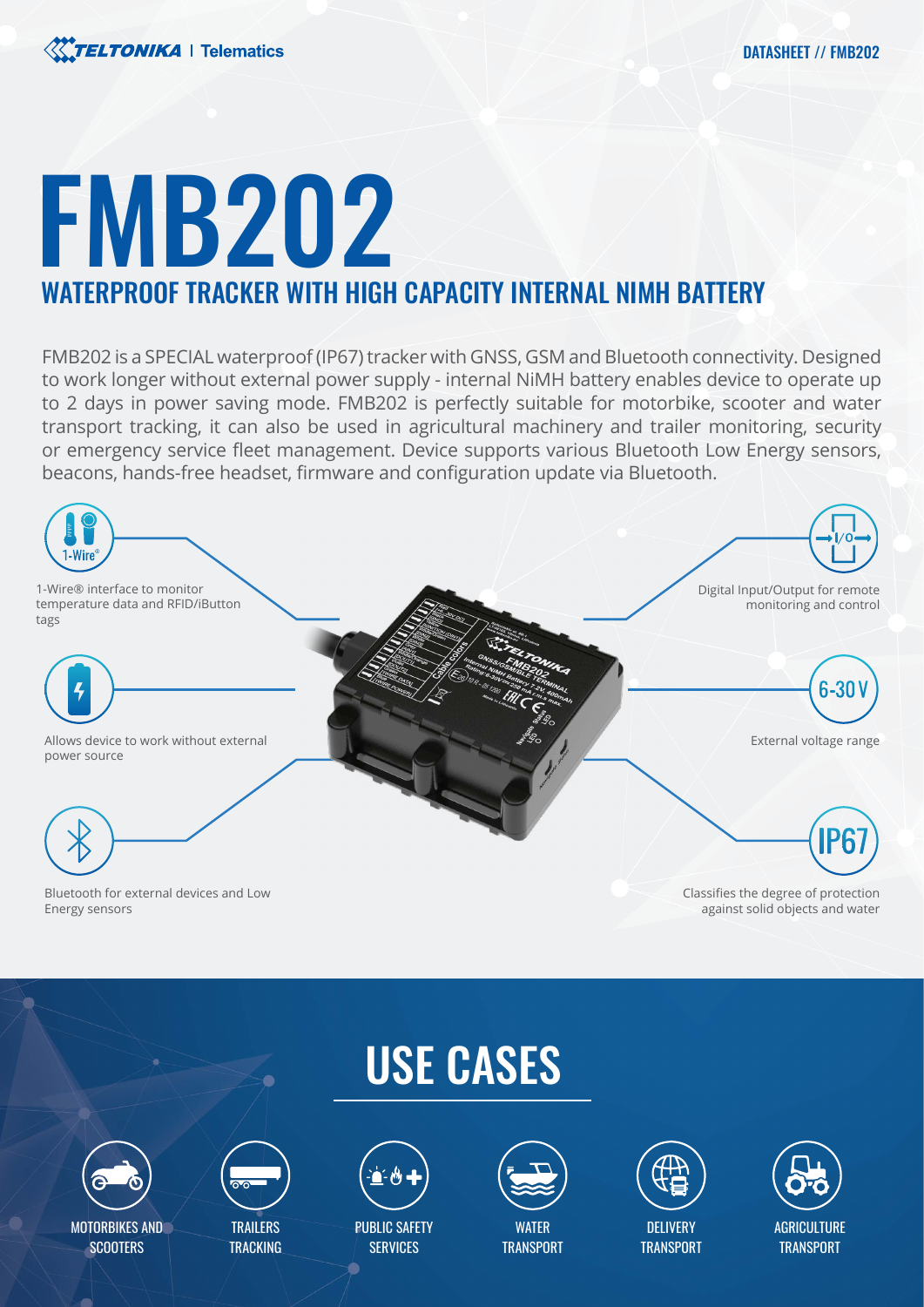# FMB202

## WATERPROOF TRACKER WITH HIGH CAPACITY INTERNAL NIMH BATTERY

FMB202 is a SPECIAL waterproof (IP67) tracker with GNSS, GSM and Bluetooth connectivity. Designed to work longer without external power supply - internal NiMH battery enables device to operate up to 2 days in power saving mode. FMB202 is perfectly suitable for motorbike, scooter and water transport tracking, it can also be used in agricultural machinery and trailer monitoring, security or emergency service fleet management. Device supports various Bluetooth Low Energy sensors, beacons, hands-free headset, firmware and configuration update via Bluetooth.

1-Wire® interface to monitor temperature data and RFID/iButton tags

Allows device to work without external power source

Bluetooth for external devices and Low Energy sensors

Digital Input/Output for remote monitoring and control

6-30 V

External voltage range

IP67

Classifies the degree of protection against solid objects and water

## USE CASES

- MOTORBIKES AND SCOOTERS
- TRAILERS TRACKING
- PUBLIC SAFETY SERVICES
- WATER TRANSPORT
- DELIVERY TRANSPORT
- AGRICULTURE TRANSPORT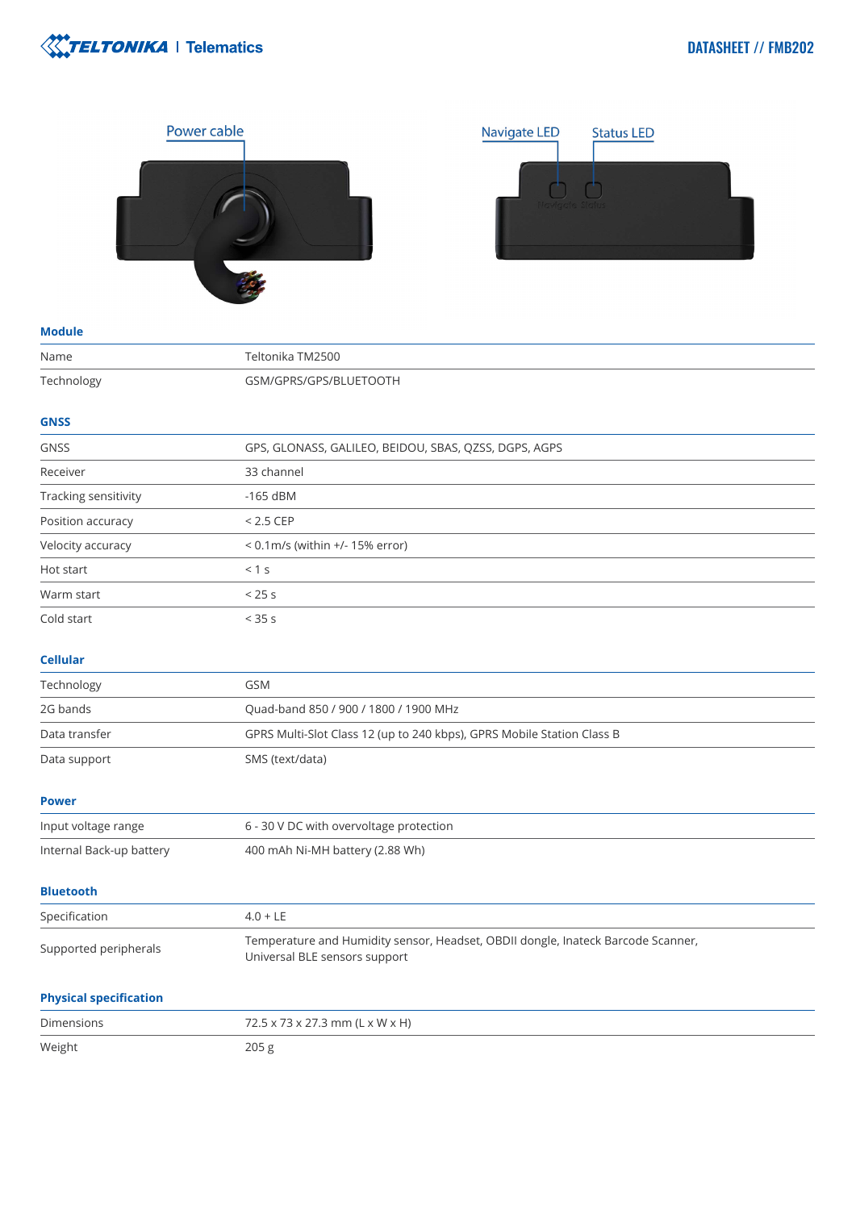Power cable

Navigate LED

Status LED

## Module

| | |
|---|---|
| Name | Teltonika TM2500 |
| Technology | GSM/GPRS/GPS/BLUETOOTH |

## GNSS

| | |
|---|---|
| GNSS | GPS, GLONASS, GALILEO, BEIDOU, SBAS, QZSS, DGPS, AGPS |
| Receiver | 33 channel |
| Tracking sensitivity | -165 dBM |
| Position accuracy | < 2.5 CEP |
| Velocity accuracy | < 0.1m/s (within +/- 15% error) |
| Hot start | < 1 s |
| Warm start | < 25 s |
| Cold start | < 35 s |

## Cellular

| | |
|---|---|
| Technology | GSM |
| 2G bands | Quad-band 850 / 900 / 1800 / 1900 MHz |
| Data transfer | GPRS Multi-Slot Class 12 (up to 240 kbps), GPRS Mobile Station Class B |
| Data support | SMS (text/data) |

## Power

| | |
|---|---|
| Input voltage range | 6 - 30 V DC with overvoltage protection |
| Internal Back-up battery | 400 mAh Ni-MH battery (2.88 Wh) |

## Bluetooth

| | |
|---|---|
| Specification | 4.0 + LE |
| Supported peripherals | Temperature and Humidity sensor, Headset, OBDII dongle, Inateck Barcode Scanner, Universal BLE sensors support |

## Physical specification

| | |
|---|---|
| Dimensions | 72.5 x 73 x 27.3 mm (L x W x H) |
| Weight | 205 g |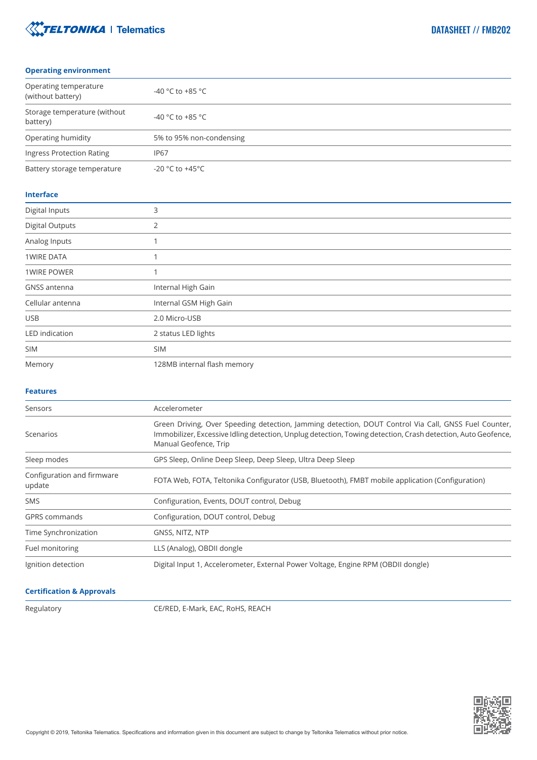### Operating environment

| | |
|---|---|
| Operating temperature (without battery) | -40 °C to +85 °C |
| Storage temperature (without battery) | -40 °C to +85 °C |
| Operating humidity | 5% to 95% non-condensing |
| Ingress Protection Rating | IP67 |
| Battery storage temperature | -20 °C to +45°C |

### Interface

| | |
|---|---|
| Digital Inputs | 3 |
| Digital Outputs | 2 |
| Analog Inputs | 1 |
| 1WIRE DATA | 1 |
| 1WIRE POWER | 1 |
| GNSS antenna | Internal High Gain |
| Cellular antenna | Internal GSM High Gain |
| USB | 2.0 Micro-USB |
| LED indication | 2 status LED lights |
| SIM | SIM |
| Memory | 128MB internal flash memory |

### Features

| | |
|---|---|
| Sensors | Accelerometer |
| Scenarios | Green Driving, Over Speeding detection, Jamming detection, DOUT Control Via Call, GNSS Fuel Counter, Immobilizer, Excessive Idling detection, Unplug detection, Towing detection, Crash detection, Auto Geofence, Manual Geofence, Trip |
| Sleep modes | GPS Sleep, Online Deep Sleep, Deep Sleep, Ultra Deep Sleep |
| Configuration and firmware update | FOTA Web, FOTA, Teltonika Configurator (USB, Bluetooth), FMBT mobile application (Configuration) |
| SMS | Configuration, Events, DOUT control, Debug |
| GPRS commands | Configuration, DOUT control, Debug |
| Time Synchronization | GNSS, NITZ, NTP |
| Fuel monitoring | LLS (Analog), OBDII dongle |
| Ignition detection | Digital Input 1, Accelerometer, External Power Voltage, Engine RPM (OBDII dongle) |

### Certification & Approvals

| | |
|---|---|
| Regulatory | CE/RED, E-Mark, EAC, RoHS, REACH |

Copyright © 2019, Teltonika Telematics. Specifications and information given in this document are subject to change by Teltonika Telematics without prior notice.